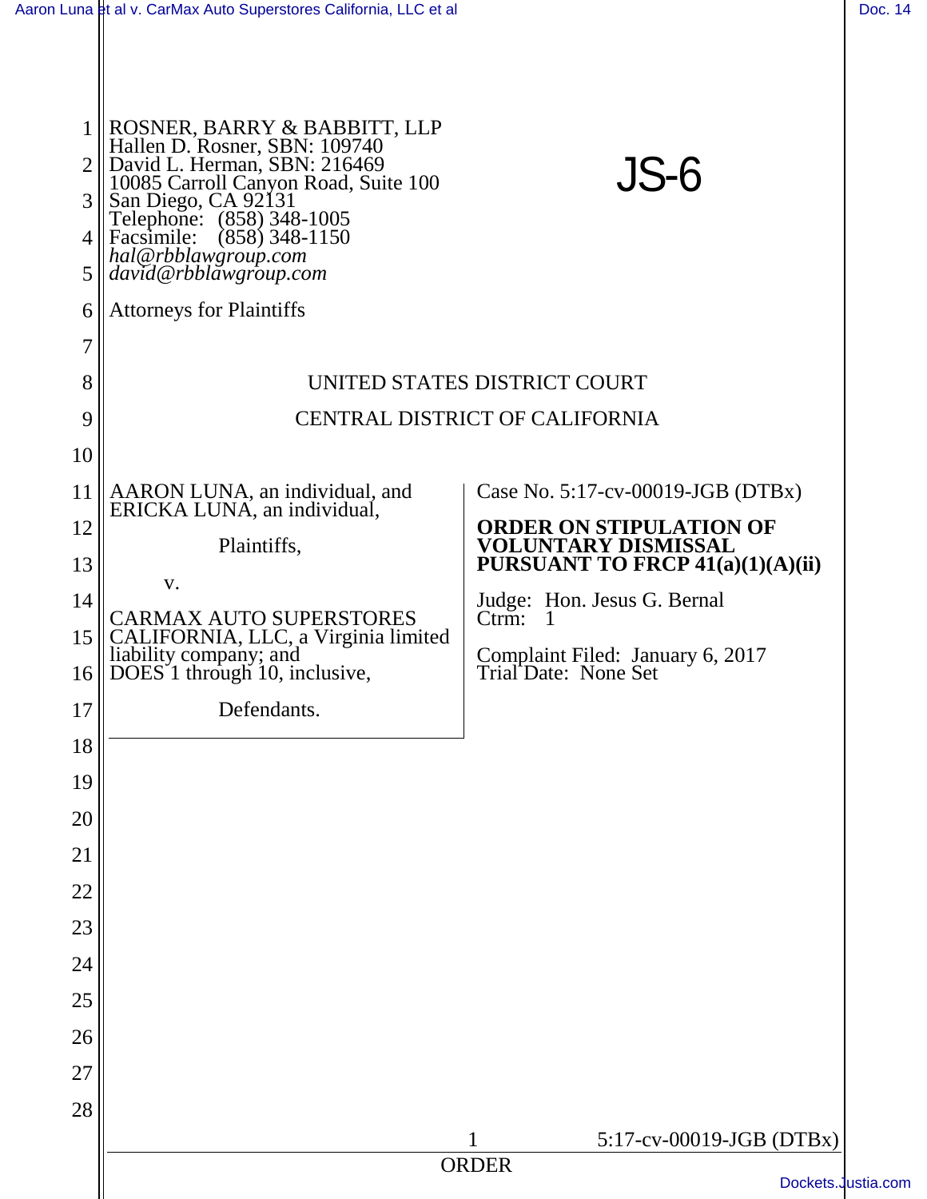ROSNER, BARRY & BABBITT, LLP
Hallen D. Rosner, SBN: 109740
David L. Herman, SBN: 216469
10085 Carroll Canyon Road, Suite 100
San Diego, CA 92131
Telephone: (858) 348-1005
Facsimile: (858) 348-1150
*hal@rbblawgroup.com*
*david@rbblawgroup.com*

Attorneys for Plaintiffs

JS-6

UNITED STATES DISTRICT COURT

CENTRAL DISTRICT OF CALIFORNIA

AARON LUNA, an individual, and ERICKA LUNA, an individual,

Plaintiffs,

v.

CARMAX AUTO SUPERSTORES CALIFORNIA, LLC, a Virginia limited liability company; and DOES 1 through 10, inclusive,

Defendants.

Case No. 5:17-cv-00019-JGB (DTBx)

**ORDER ON STIPULATION OF VOLUNTARY DISMISSAL PURSUANT TO FRCP 41(a)(1)(A)(ii)**

Judge: Hon. Jesus G. Bernal
Ctrm: 1

Complaint Filed: January 6, 2017
Trial Date: None Set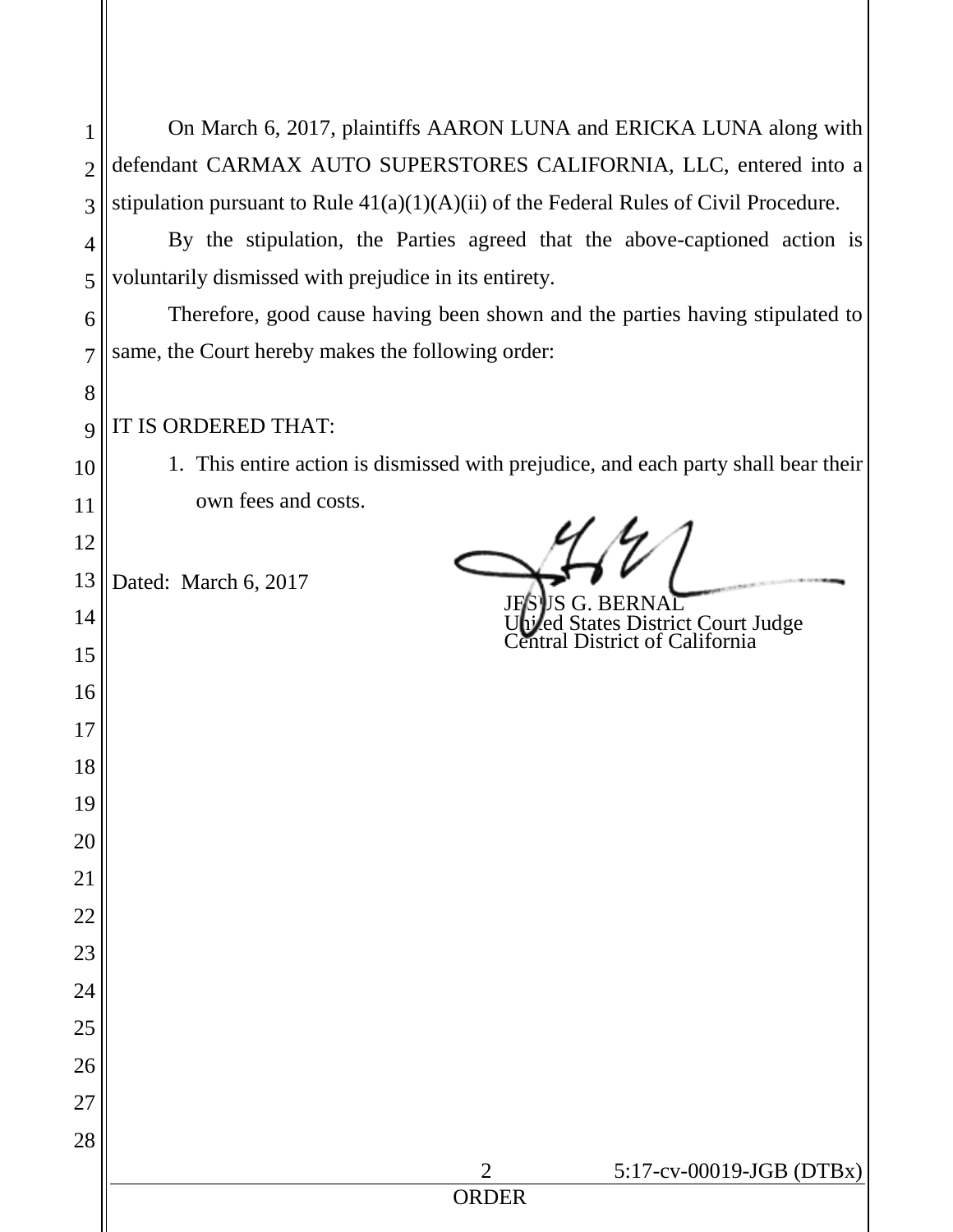On March 6, 2017, plaintiffs AARON LUNA and ERICKA LUNA along with defendant CARMAX AUTO SUPERSTORES CALIFORNIA, LLC, entered into a stipulation pursuant to Rule 41(a)(1)(A)(ii) of the Federal Rules of Civil Procedure.

By the stipulation, the Parties agreed that the above-captioned action is voluntarily dismissed with prejudice in its entirety.

Therefore, good cause having been shown and the parties having stipulated to same, the Court hereby makes the following order:

IT IS ORDERED THAT:

1. This entire action is dismissed with prejudice, and each party shall bear their own fees and costs.

Dated: March 6, 2017

JESUS G. BERNAL
United States District Court Judge
Central District of California